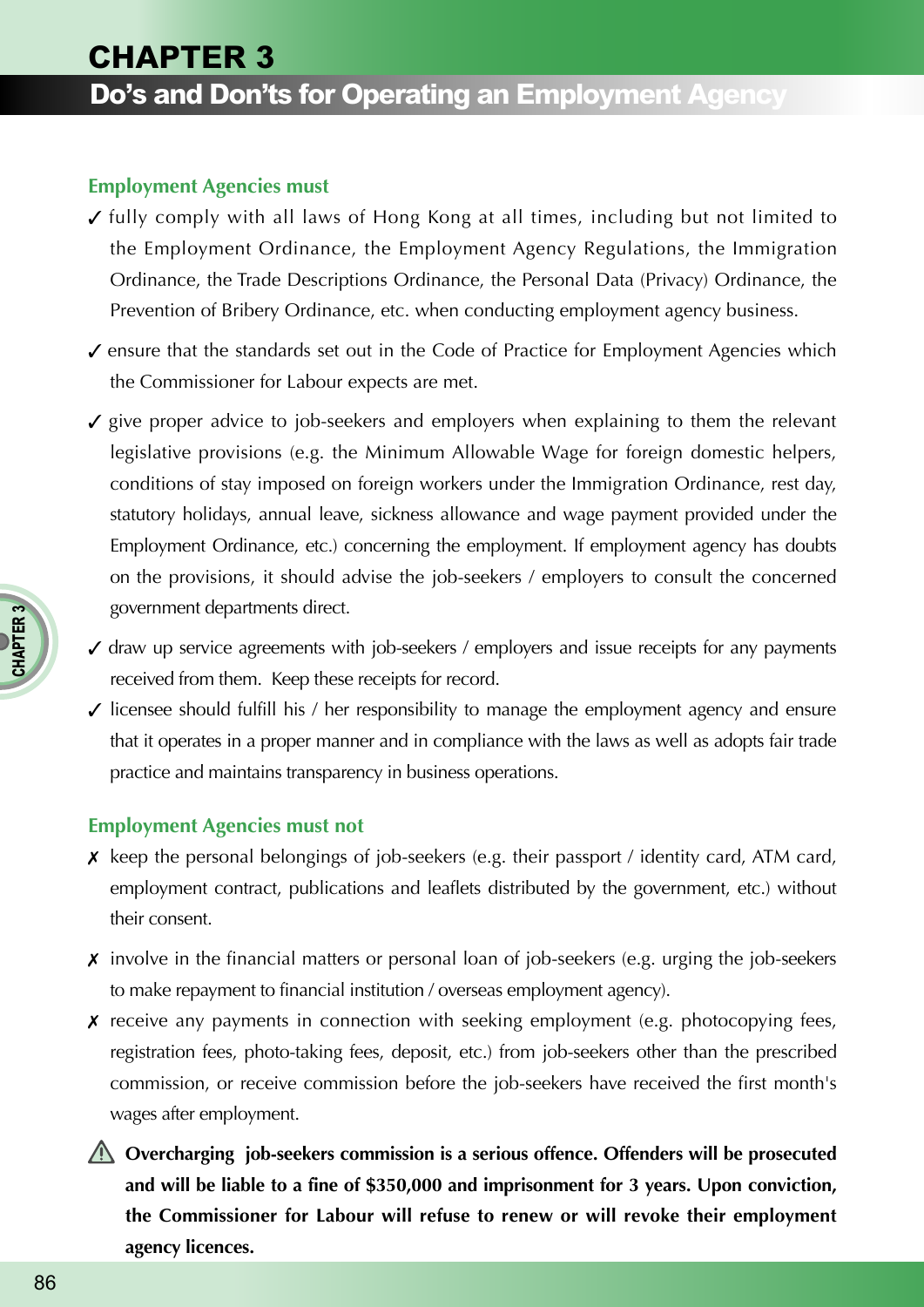# CHAPTER 3

## Do's and Don'ts for Operating an Employment Agency

### Employment Agencies must

✓ fully comply with all laws of Hong Kong at all times, including but not limited to the Employment Ordinance, the Employment Agency Regulations, the Immigration Ordinance, the Trade Descriptions Ordinance, the Personal Data (Privacy) Ordinance, the Prevention of Bribery Ordinance, etc. when conducting employment agency business.

✓ ensure that the standards set out in the Code of Practice for Employment Agencies which the Commissioner for Labour expects are met.

✓ give proper advice to job-seekers and employers when explaining to them the relevant legislative provisions (e.g. the Minimum Allowable Wage for foreign domestic helpers, conditions of stay imposed on foreign workers under the Immigration Ordinance, rest day, statutory holidays, annual leave, sickness allowance and wage payment provided under the Employment Ordinance, etc.) concerning the employment. If employment agency has doubts on the provisions, it should advise the job-seekers / employers to consult the concerned government departments direct.

✓ draw up service agreements with job-seekers / employers and issue receipts for any payments received from them. Keep these receipts for record.

✓ licensee should fulfill his / her responsibility to manage the employment agency and ensure that it operates in a proper manner and in compliance with the laws as well as adopts fair trade practice and maintains transparency in business operations.

### Employment Agencies must not

✗ keep the personal belongings of job-seekers (e.g. their passport / identity card, ATM card, employment contract, publications and leaflets distributed by the government, etc.) without their consent.

✗ involve in the financial matters or personal loan of job-seekers (e.g. urging the job-seekers to make repayment to financial institution / overseas employment agency).

✗ receive any payments in connection with seeking employment (e.g. photocopying fees, registration fees, photo-taking fees, deposit, etc.) from job-seekers other than the prescribed commission, or receive commission before the job-seekers have received the first month's wages after employment.

⚠ **Overcharging job-seekers commission is a serious offence. Offenders will be prosecuted and will be liable to a fine of $350,000 and imprisonment for 3 years. Upon conviction, the Commissioner for Labour will refuse to renew or will revoke their employment agency licences.**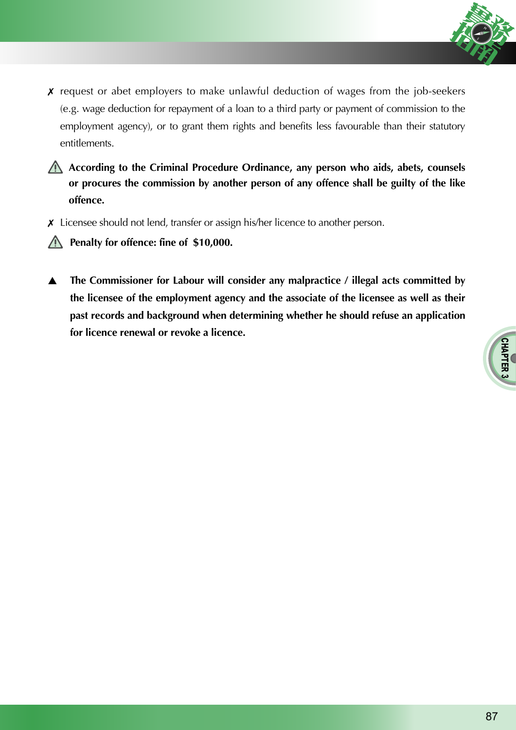- ✗ request or abet employers to make unlawful deduction of wages from the job-seekers (e.g. wage deduction for repayment of a loan to a third party or payment of commission to the employment agency), or to grant them rights and benefits less favourable than their statutory entitlements.

⚠ **According to the Criminal Procedure Ordinance, any person who aids, abets, counsels or procures the commission by another person of any offence shall be guilty of the like offence.**

- ✗ Licensee should not lend, transfer or assign his/her licence to another person.

⚠ **Penalty for offence: fine of $10,000.**

▲ **The Commissioner for Labour will consider any malpractice / illegal acts committed by the licensee of the employment agency and the associate of the licensee as well as their past records and background when determining whether he should refuse an application for licence renewal or revoke a licence.**